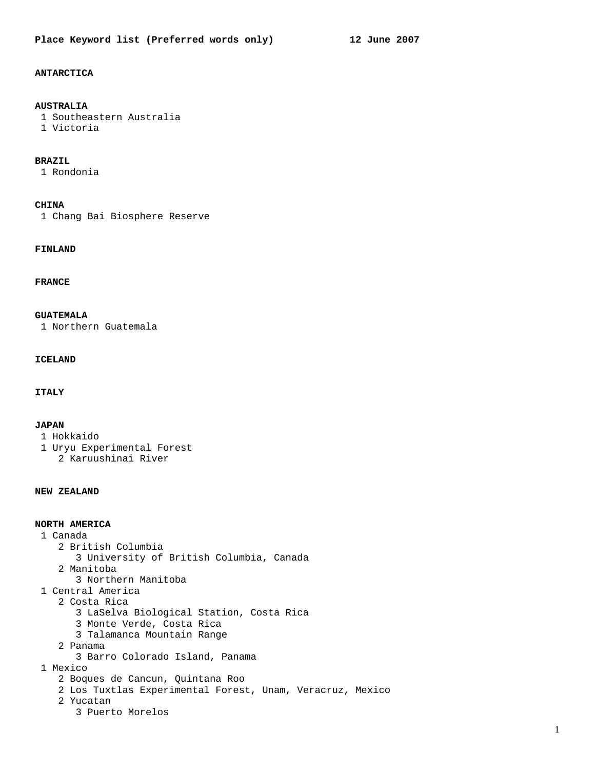**Place Keyword list (Preferred words only)            12 June 2007**

**ANTARCTICA**

**AUSTRALIA**

```
 1 Southeastern Australia
 1 Victoria
```

**BRAZIL**

```
 1 Rondonia
```

**CHINA**

```
 1 Chang Bai Biosphere Reserve
```

**FINLAND**

**FRANCE**

**GUATEMALA**

```
 1 Northern Guatemala
```

**ICELAND**

**ITALY**

**JAPAN**

```
 1 Hokkaido
 1 Uryu Experimental Forest
    2 Karuushinai River
```

**NEW ZEALAND**

**NORTH AMERICA**

```
 1 Canada
    2 British Columbia
       3 University of British Columbia, Canada
    2 Manitoba
       3 Northern Manitoba
 1 Central America
    2 Costa Rica
       3 LaSelva Biological Station, Costa Rica
       3 Monte Verde, Costa Rica
       3 Talamanca Mountain Range
    2 Panama
       3 Barro Colorado Island, Panama
 1 Mexico
    2 Boques de Cancun, Quintana Roo
    2 Los Tuxtlas Experimental Forest, Unam, Veracruz, Mexico
    2 Yucatan
       3 Puerto Morelos
```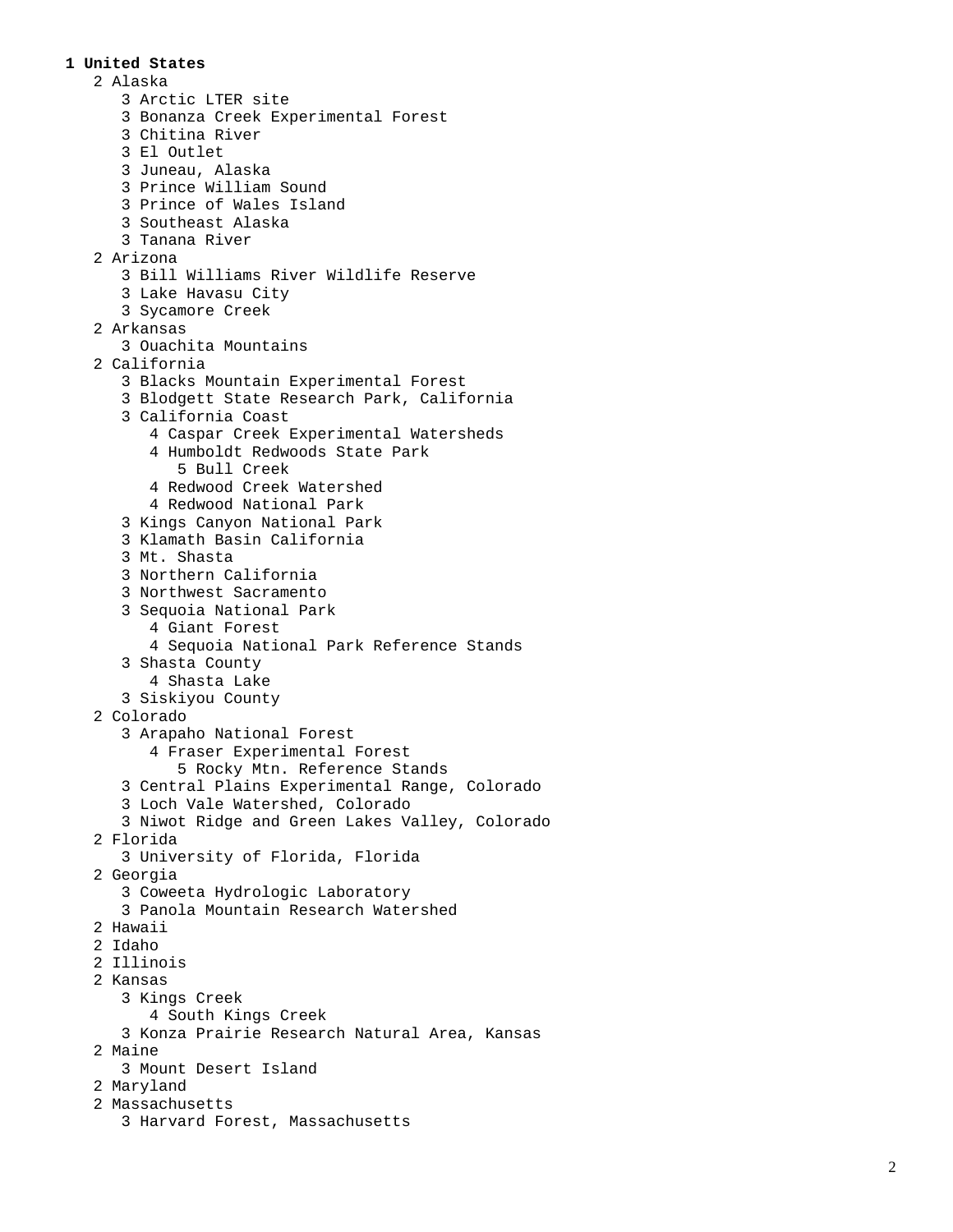**1 United States**

- 2 Alaska
  - 3 Arctic LTER site
  - 3 Bonanza Creek Experimental Forest
  - 3 Chitina River
  - 3 El Outlet
  - 3 Juneau, Alaska
  - 3 Prince William Sound
  - 3 Prince of Wales Island
  - 3 Southeast Alaska
  - 3 Tanana River
- 2 Arizona
  - 3 Bill Williams River Wildlife Reserve
  - 3 Lake Havasu City
  - 3 Sycamore Creek
- 2 Arkansas
  - 3 Ouachita Mountains
- 2 California
  - 3 Blacks Mountain Experimental Forest
  - 3 Blodgett State Research Park, California
  - 3 California Coast
    - 4 Caspar Creek Experimental Watersheds
    - 4 Humboldt Redwoods State Park
      - 5 Bull Creek
    - 4 Redwood Creek Watershed
    - 4 Redwood National Park
  - 3 Kings Canyon National Park
  - 3 Klamath Basin California
  - 3 Mt. Shasta
  - 3 Northern California
  - 3 Northwest Sacramento
  - 3 Sequoia National Park
    - 4 Giant Forest
    - 4 Sequoia National Park Reference Stands
  - 3 Shasta County
    - 4 Shasta Lake
  - 3 Siskiyou County
- 2 Colorado
  - 3 Arapaho National Forest
    - 4 Fraser Experimental Forest
      - 5 Rocky Mtn. Reference Stands
  - 3 Central Plains Experimental Range, Colorado
  - 3 Loch Vale Watershed, Colorado
  - 3 Niwot Ridge and Green Lakes Valley, Colorado
- 2 Florida
  - 3 University of Florida, Florida
- 2 Georgia
  - 3 Coweeta Hydrologic Laboratory
  - 3 Panola Mountain Research Watershed
- 2 Hawaii
- 2 Idaho
- 2 Illinois
- 2 Kansas
  - 3 Kings Creek
    - 4 South Kings Creek
  - 3 Konza Prairie Research Natural Area, Kansas
- 2 Maine
  - 3 Mount Desert Island
- 2 Maryland
- 2 Massachusetts
  - 3 Harvard Forest, Massachusetts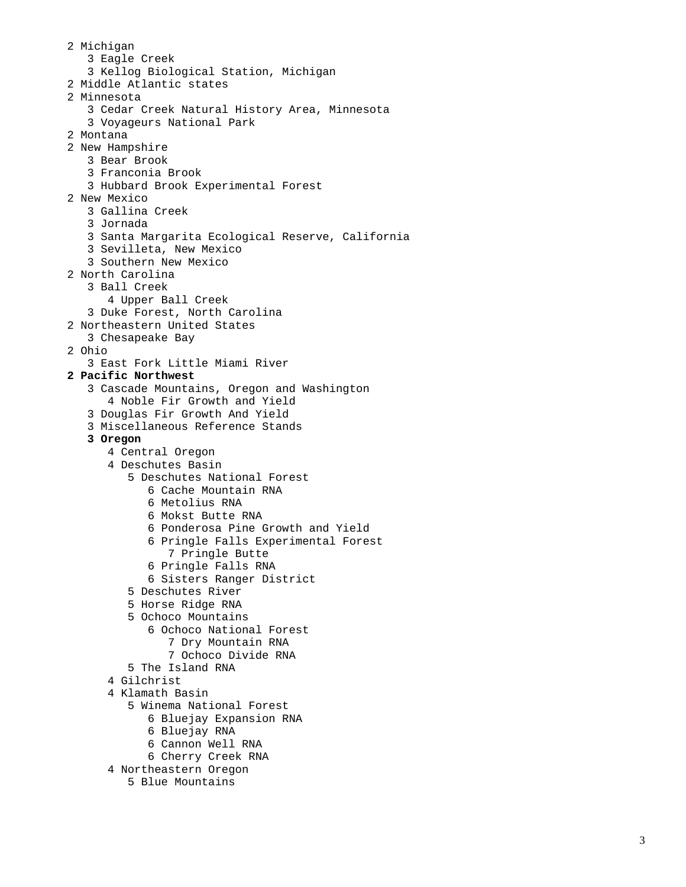```
2 Michigan
   3 Eagle Creek
   3 Kellog Biological Station, Michigan
2 Middle Atlantic states
2 Minnesota
   3 Cedar Creek Natural History Area, Minnesota
   3 Voyageurs National Park
2 Montana
2 New Hampshire
   3 Bear Brook
   3 Franconia Brook
   3 Hubbard Brook Experimental Forest
2 New Mexico
   3 Gallina Creek
   3 Jornada
   3 Santa Margarita Ecological Reserve, California
   3 Sevilleta, New Mexico
   3 Southern New Mexico
2 North Carolina
   3 Ball Creek
      4 Upper Ball Creek
   3 Duke Forest, North Carolina
2 Northeastern United States
   3 Chesapeake Bay
2 Ohio
   3 East Fork Little Miami River
```
**2 Pacific Northwest**
```
   3 Cascade Mountains, Oregon and Washington
      4 Noble Fir Growth and Yield
   3 Douglas Fir Growth And Yield
   3 Miscellaneous Reference Stands
```
**3 Oregon**
```
      4 Central Oregon
      4 Deschutes Basin
         5 Deschutes National Forest
            6 Cache Mountain RNA
            6 Metolius RNA
            6 Mokst Butte RNA
            6 Ponderosa Pine Growth and Yield
            6 Pringle Falls Experimental Forest
               7 Pringle Butte
            6 Pringle Falls RNA
            6 Sisters Ranger District
         5 Deschutes River
         5 Horse Ridge RNA
         5 Ochoco Mountains
            6 Ochoco National Forest
               7 Dry Mountain RNA
               7 Ochoco Divide RNA
         5 The Island RNA
      4 Gilchrist
      4 Klamath Basin
         5 Winema National Forest
            6 Bluejay Expansion RNA
            6 Bluejay RNA
            6 Cannon Well RNA
            6 Cherry Creek RNA
      4 Northeastern Oregon
         5 Blue Mountains
```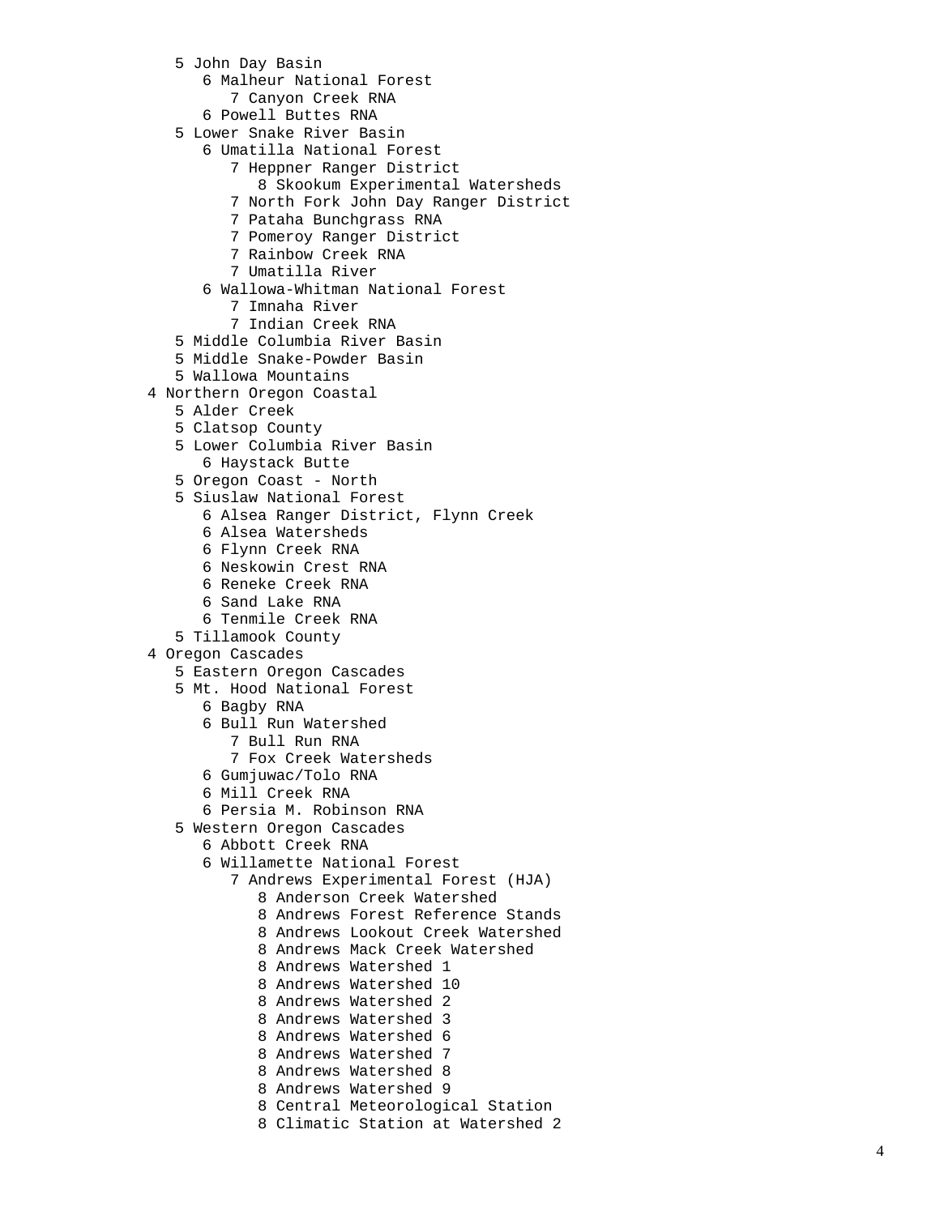```
         5 John Day Basin
            6 Malheur National Forest
               7 Canyon Creek RNA
            6 Powell Buttes RNA
         5 Lower Snake River Basin
            6 Umatilla National Forest
               7 Heppner Ranger District
                  8 Skookum Experimental Watersheds
               7 North Fork John Day Ranger District
               7 Pataha Bunchgrass RNA
               7 Pomeroy Ranger District
               7 Rainbow Creek RNA
               7 Umatilla River
            6 Wallowa-Whitman National Forest
               7 Imnaha River
               7 Indian Creek RNA
         5 Middle Columbia River Basin
         5 Middle Snake-Powder Basin
         5 Wallowa Mountains
      4 Northern Oregon Coastal
         5 Alder Creek
         5 Clatsop County
         5 Lower Columbia River Basin
            6 Haystack Butte
         5 Oregon Coast - North
         5 Siuslaw National Forest
            6 Alsea Ranger District, Flynn Creek
            6 Alsea Watersheds
            6 Flynn Creek RNA
            6 Neskowin Crest RNA
            6 Reneke Creek RNA
            6 Sand Lake RNA
            6 Tenmile Creek RNA
         5 Tillamook County
      4 Oregon Cascades
         5 Eastern Oregon Cascades
         5 Mt. Hood National Forest
            6 Bagby RNA
            6 Bull Run Watershed
               7 Bull Run RNA
               7 Fox Creek Watersheds
            6 Gumjuwac/Tolo RNA
            6 Mill Creek RNA
            6 Persia M. Robinson RNA
         5 Western Oregon Cascades
            6 Abbott Creek RNA
            6 Willamette National Forest
               7 Andrews Experimental Forest (HJA)
                  8 Anderson Creek Watershed
                  8 Andrews Forest Reference Stands
                  8 Andrews Lookout Creek Watershed
                  8 Andrews Mack Creek Watershed
                  8 Andrews Watershed 1
                  8 Andrews Watershed 10
                  8 Andrews Watershed 2
                  8 Andrews Watershed 3
                  8 Andrews Watershed 6
                  8 Andrews Watershed 7
                  8 Andrews Watershed 8
                  8 Andrews Watershed 9
                  8 Central Meteorological Station
                  8 Climatic Station at Watershed 2
```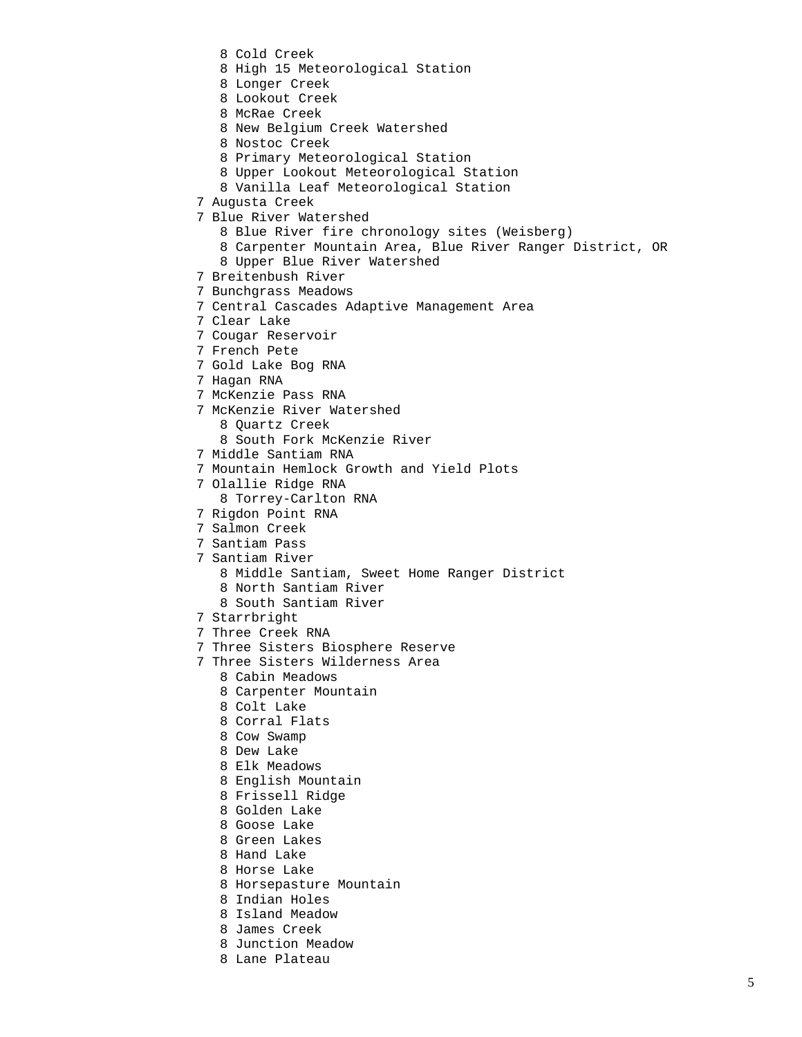```
   8 Cold Creek
   8 High 15 Meteorological Station
   8 Longer Creek
   8 Lookout Creek
   8 McRae Creek
   8 New Belgium Creek Watershed
   8 Nostoc Creek
   8 Primary Meteorological Station
   8 Upper Lookout Meteorological Station
   8 Vanilla Leaf Meteorological Station
7 Augusta Creek
7 Blue River Watershed
   8 Blue River fire chronology sites (Weisberg)
   8 Carpenter Mountain Area, Blue River Ranger District, OR
   8 Upper Blue River Watershed
7 Breitenbush River
7 Bunchgrass Meadows
7 Central Cascades Adaptive Management Area
7 Clear Lake
7 Cougar Reservoir
7 French Pete
7 Gold Lake Bog RNA
7 Hagan RNA
7 McKenzie Pass RNA
7 McKenzie River Watershed
   8 Quartz Creek
   8 South Fork McKenzie River
7 Middle Santiam RNA
7 Mountain Hemlock Growth and Yield Plots
7 Olallie Ridge RNA
   8 Torrey-Carlton RNA
7 Rigdon Point RNA
7 Salmon Creek
7 Santiam Pass
7 Santiam River
   8 Middle Santiam, Sweet Home Ranger District
   8 North Santiam River
   8 South Santiam River
7 Starrbright
7 Three Creek RNA
7 Three Sisters Biosphere Reserve
7 Three Sisters Wilderness Area
   8 Cabin Meadows
   8 Carpenter Mountain
   8 Colt Lake
   8 Corral Flats
   8 Cow Swamp
   8 Dew Lake
   8 Elk Meadows
   8 English Mountain
   8 Frissell Ridge
   8 Golden Lake
   8 Goose Lake
   8 Green Lakes
   8 Hand Lake
   8 Horse Lake
   8 Horsepasture Mountain
   8 Indian Holes
   8 Island Meadow
   8 James Creek
   8 Junction Meadow
   8 Lane Plateau
```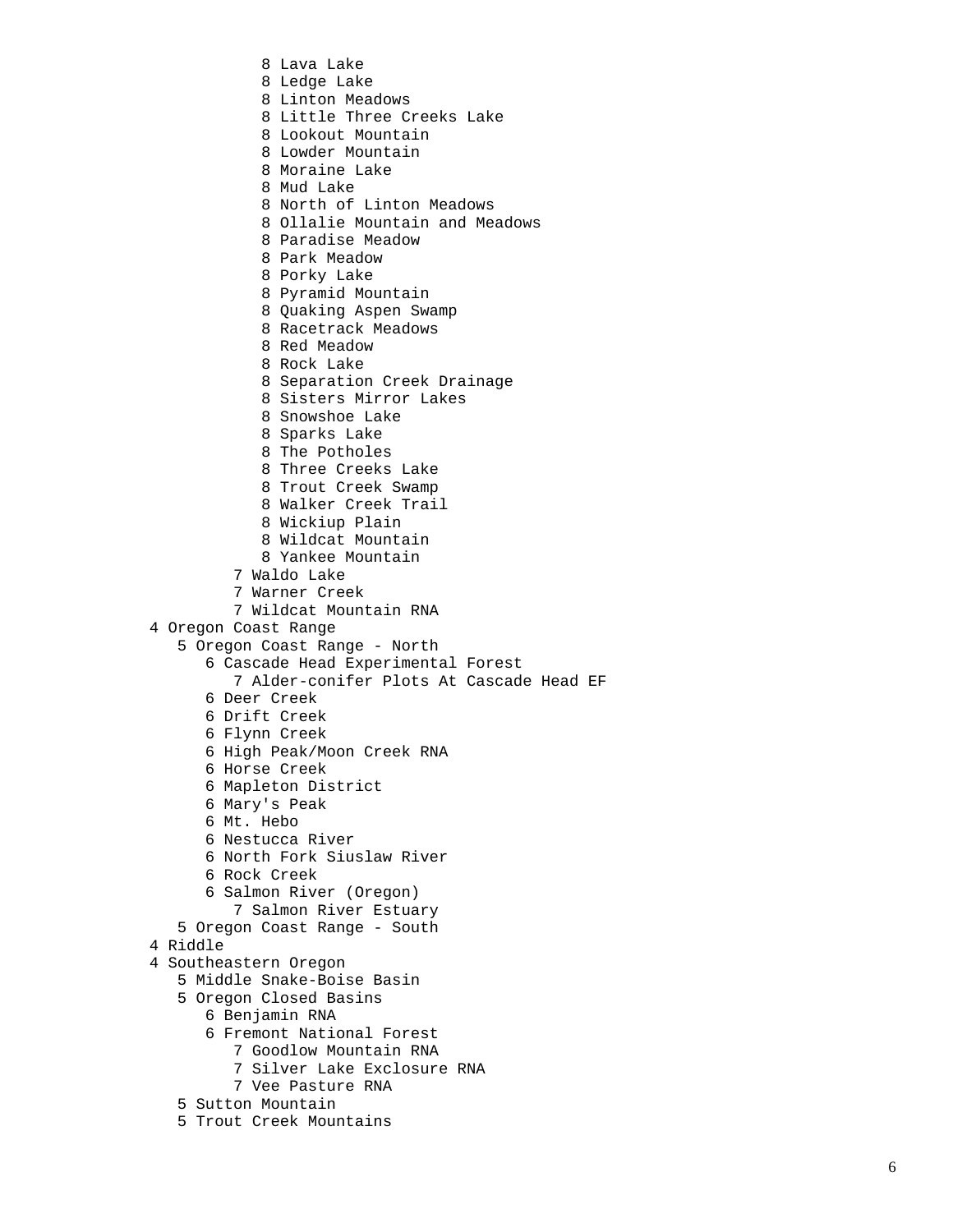```
            8 Lava Lake
            8 Ledge Lake
            8 Linton Meadows
            8 Little Three Creeks Lake
            8 Lookout Mountain
            8 Lowder Mountain
            8 Moraine Lake
            8 Mud Lake
            8 North of Linton Meadows
            8 Ollalie Mountain and Meadows
            8 Paradise Meadow
            8 Park Meadow
            8 Porky Lake
            8 Pyramid Mountain
            8 Quaking Aspen Swamp
            8 Racetrack Meadows
            8 Red Meadow
            8 Rock Lake
            8 Separation Creek Drainage
            8 Sisters Mirror Lakes
            8 Snowshoe Lake
            8 Sparks Lake
            8 The Potholes
            8 Three Creeks Lake
            8 Trout Creek Swamp
            8 Walker Creek Trail
            8 Wickiup Plain
            8 Wildcat Mountain
            8 Yankee Mountain
         7 Waldo Lake
         7 Warner Creek
         7 Wildcat Mountain RNA
4 Oregon Coast Range
   5 Oregon Coast Range - North
      6 Cascade Head Experimental Forest
         7 Alder-conifer Plots At Cascade Head EF
      6 Deer Creek
      6 Drift Creek
      6 Flynn Creek
      6 High Peak/Moon Creek RNA
      6 Horse Creek
      6 Mapleton District
      6 Mary's Peak
      6 Mt. Hebo
      6 Nestucca River
      6 North Fork Siuslaw River
      6 Rock Creek
      6 Salmon River (Oregon)
         7 Salmon River Estuary
   5 Oregon Coast Range - South
4 Riddle
4 Southeastern Oregon
   5 Middle Snake-Boise Basin
   5 Oregon Closed Basins
      6 Benjamin RNA
      6 Fremont National Forest
         7 Goodlow Mountain RNA
         7 Silver Lake Exclosure RNA
         7 Vee Pasture RNA
   5 Sutton Mountain
   5 Trout Creek Mountains
```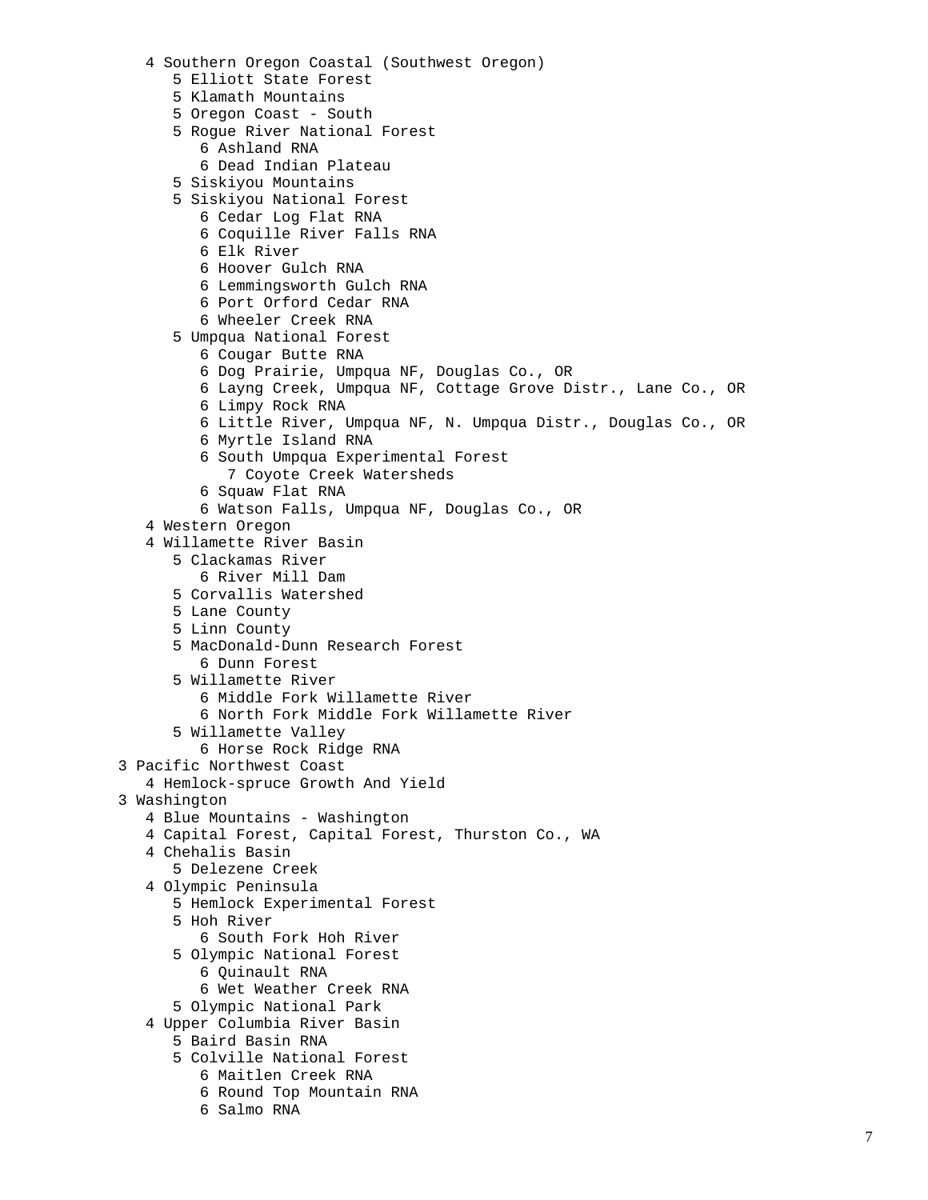```
      4 Southern Oregon Coastal (Southwest Oregon)
         5 Elliott State Forest
         5 Klamath Mountains
         5 Oregon Coast - South
         5 Rogue River National Forest
            6 Ashland RNA
            6 Dead Indian Plateau
         5 Siskiyou Mountains
         5 Siskiyou National Forest
            6 Cedar Log Flat RNA
            6 Coquille River Falls RNA
            6 Elk River
            6 Hoover Gulch RNA
            6 Lemmingsworth Gulch RNA
            6 Port Orford Cedar RNA
            6 Wheeler Creek RNA
         5 Umpqua National Forest
            6 Cougar Butte RNA
            6 Dog Prairie, Umpqua NF, Douglas Co., OR
            6 Layng Creek, Umpqua NF, Cottage Grove Distr., Lane Co., OR
            6 Limpy Rock RNA
            6 Little River, Umpqua NF, N. Umpqua Distr., Douglas Co., OR
            6 Myrtle Island RNA
            6 South Umpqua Experimental Forest
               7 Coyote Creek Watersheds
            6 Squaw Flat RNA
            6 Watson Falls, Umpqua NF, Douglas Co., OR
      4 Western Oregon
      4 Willamette River Basin
         5 Clackamas River
            6 River Mill Dam
         5 Corvallis Watershed
         5 Lane County
         5 Linn County
         5 MacDonald-Dunn Research Forest
            6 Dunn Forest
         5 Willamette River
            6 Middle Fork Willamette River
            6 North Fork Middle Fork Willamette River
         5 Willamette Valley
            6 Horse Rock Ridge RNA
   3 Pacific Northwest Coast
      4 Hemlock-spruce Growth And Yield
   3 Washington
      4 Blue Mountains - Washington
      4 Capital Forest, Capital Forest, Thurston Co., WA
      4 Chehalis Basin
         5 Delezene Creek
      4 Olympic Peninsula
         5 Hemlock Experimental Forest
         5 Hoh River
            6 South Fork Hoh River
         5 Olympic National Forest
            6 Quinault RNA
            6 Wet Weather Creek RNA
         5 Olympic National Park
      4 Upper Columbia River Basin
         5 Baird Basin RNA
         5 Colville National Forest
            6 Maitlen Creek RNA
            6 Round Top Mountain RNA
            6 Salmo RNA
```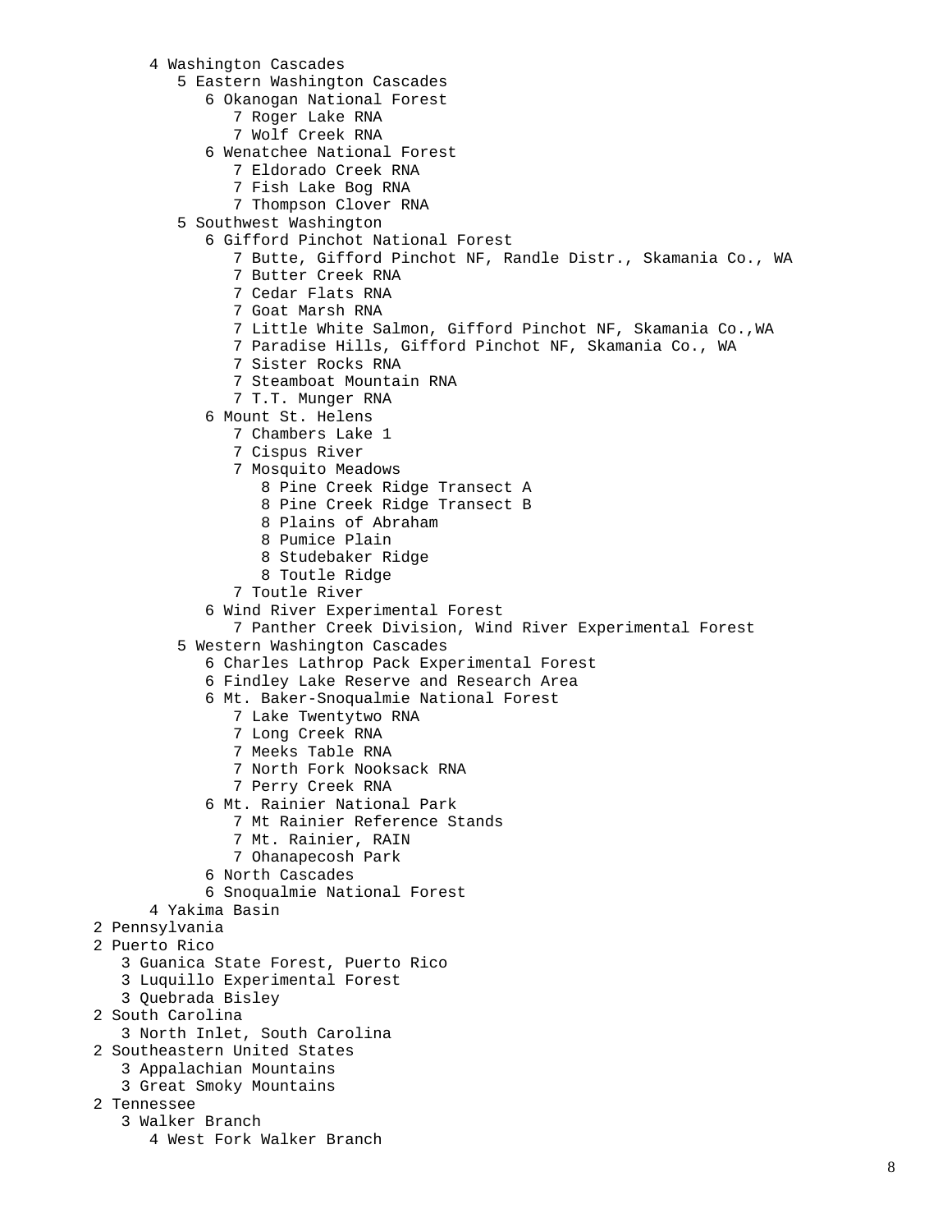```
      4 Washington Cascades
         5 Eastern Washington Cascades
            6 Okanogan National Forest
               7 Roger Lake RNA
               7 Wolf Creek RNA
            6 Wenatchee National Forest
               7 Eldorado Creek RNA
               7 Fish Lake Bog RNA
               7 Thompson Clover RNA
         5 Southwest Washington
            6 Gifford Pinchot National Forest
               7 Butte, Gifford Pinchot NF, Randle Distr., Skamania Co., WA
               7 Butter Creek RNA
               7 Cedar Flats RNA
               7 Goat Marsh RNA
               7 Little White Salmon, Gifford Pinchot NF, Skamania Co.,WA
               7 Paradise Hills, Gifford Pinchot NF, Skamania Co., WA
               7 Sister Rocks RNA
               7 Steamboat Mountain RNA
               7 T.T. Munger RNA
            6 Mount St. Helens
               7 Chambers Lake 1
               7 Cispus River
               7 Mosquito Meadows
                  8 Pine Creek Ridge Transect A
                  8 Pine Creek Ridge Transect B
                  8 Plains of Abraham
                  8 Pumice Plain
                  8 Studebaker Ridge
                  8 Toutle Ridge
               7 Toutle River
            6 Wind River Experimental Forest
               7 Panther Creek Division, Wind River Experimental Forest
         5 Western Washington Cascades
            6 Charles Lathrop Pack Experimental Forest
            6 Findley Lake Reserve and Research Area
            6 Mt. Baker-Snoqualmie National Forest
               7 Lake Twentytwo RNA
               7 Long Creek RNA
               7 Meeks Table RNA
               7 North Fork Nooksack RNA
               7 Perry Creek RNA
            6 Mt. Rainier National Park
               7 Mt Rainier Reference Stands
               7 Mt. Rainier, RAIN
               7 Ohanapecosh Park
            6 North Cascades
            6 Snoqualmie National Forest
      4 Yakima Basin
2 Pennsylvania
2 Puerto Rico
   3 Guanica State Forest, Puerto Rico
   3 Luquillo Experimental Forest
   3 Quebrada Bisley
2 South Carolina
   3 North Inlet, South Carolina
2 Southeastern United States
   3 Appalachian Mountains
   3 Great Smoky Mountains
2 Tennessee
   3 Walker Branch
      4 West Fork Walker Branch
```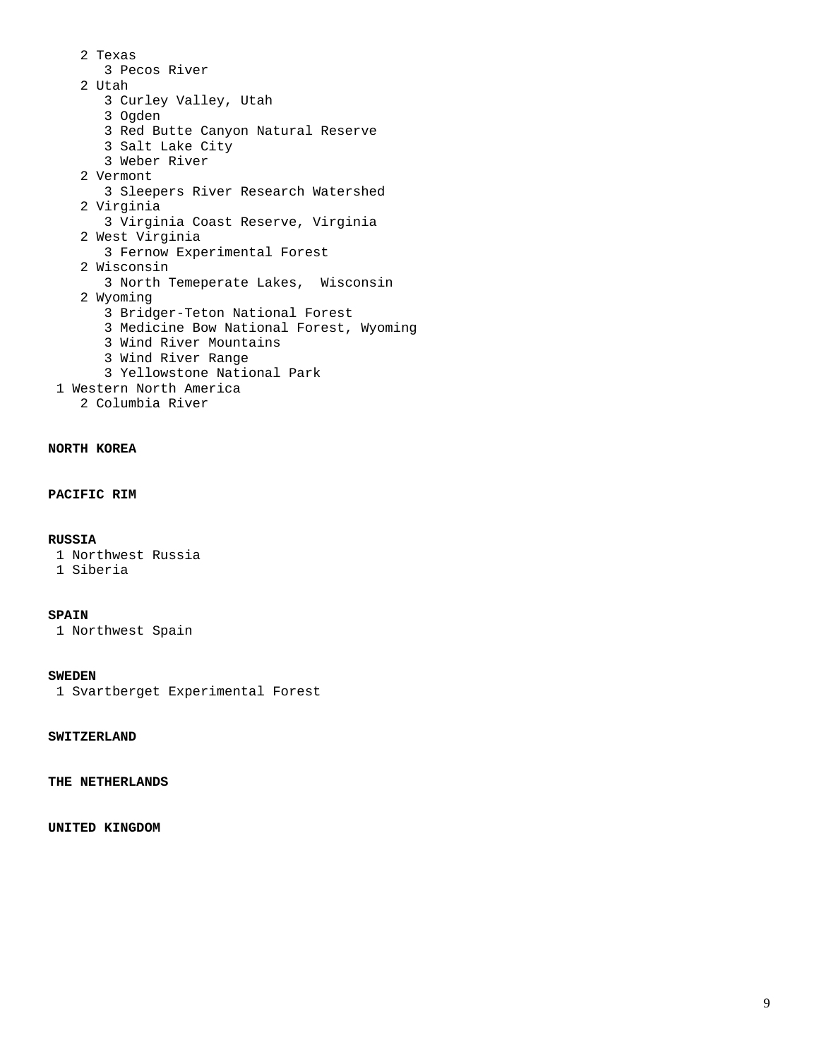```
    2 Texas
       3 Pecos River
    2 Utah
       3 Curley Valley, Utah
       3 Ogden
       3 Red Butte Canyon Natural Reserve
       3 Salt Lake City
       3 Weber River
    2 Vermont
       3 Sleepers River Research Watershed
    2 Virginia
       3 Virginia Coast Reserve, Virginia
    2 West Virginia
       3 Fernow Experimental Forest
    2 Wisconsin
       3 North Temeperate Lakes,  Wisconsin
    2 Wyoming
       3 Bridger-Teton National Forest
       3 Medicine Bow National Forest, Wyoming
       3 Wind River Mountains
       3 Wind River Range
       3 Yellowstone National Park
 1 Western North America
    2 Columbia River
```

**NORTH KOREA**

**PACIFIC RIM**

**RUSSIA**

```
 1 Northwest Russia
 1 Siberia
```

**SPAIN**

```
 1 Northwest Spain
```

**SWEDEN**

```
 1 Svartberget Experimental Forest
```

**SWITZERLAND**

**THE NETHERLANDS**

**UNITED KINGDOM**